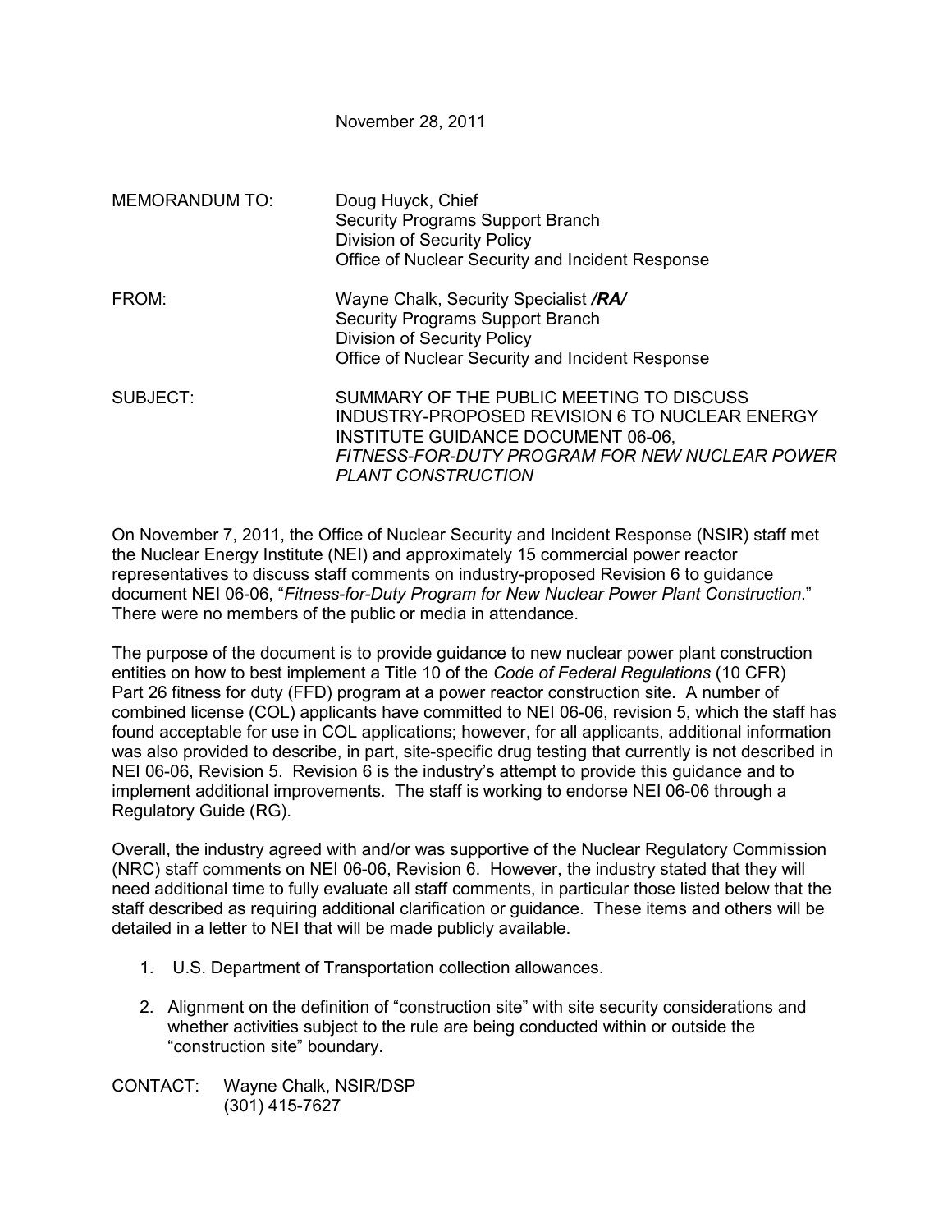November 28, 2011

MEMORANDUM TO: Doug Huyck, Chief
Security Programs Support Branch
Division of Security Policy
Office of Nuclear Security and Incident Response

FROM: Wayne Chalk, Security Specialist ***/RA/***
Security Programs Support Branch
Division of Security Policy
Office of Nuclear Security and Incident Response

SUBJECT: SUMMARY OF THE PUBLIC MEETING TO DISCUSS INDUSTRY-PROPOSED REVISION 6 TO NUCLEAR ENERGY INSTITUTE GUIDANCE DOCUMENT 06-06, *FITNESS-FOR-DUTY PROGRAM FOR NEW NUCLEAR POWER PLANT CONSTRUCTION*

On November 7, 2011, the Office of Nuclear Security and Incident Response (NSIR) staff met the Nuclear Energy Institute (NEI) and approximately 15 commercial power reactor representatives to discuss staff comments on industry-proposed Revision 6 to guidance document NEI 06-06, "*Fitness-for-Duty Program for New Nuclear Power Plant Construction*." There were no members of the public or media in attendance.

The purpose of the document is to provide guidance to new nuclear power plant construction entities on how to best implement a Title 10 of the *Code of Federal Regulations* (10 CFR) Part 26 fitness for duty (FFD) program at a power reactor construction site. A number of combined license (COL) applicants have committed to NEI 06-06, revision 5, which the staff has found acceptable for use in COL applications; however, for all applicants, additional information was also provided to describe, in part, site-specific drug testing that currently is not described in NEI 06-06, Revision 5. Revision 6 is the industry's attempt to provide this guidance and to implement additional improvements. The staff is working to endorse NEI 06-06 through a Regulatory Guide (RG).

Overall, the industry agreed with and/or was supportive of the Nuclear Regulatory Commission (NRC) staff comments on NEI 06-06, Revision 6. However, the industry stated that they will need additional time to fully evaluate all staff comments, in particular those listed below that the staff described as requiring additional clarification or guidance. These items and others will be detailed in a letter to NEI that will be made publicly available.

1. U.S. Department of Transportation collection allowances.
2. Alignment on the definition of "construction site" with site security considerations and whether activities subject to the rule are being conducted within or outside the "construction site" boundary.

CONTACT: Wayne Chalk, NSIR/DSP
(301) 415-7627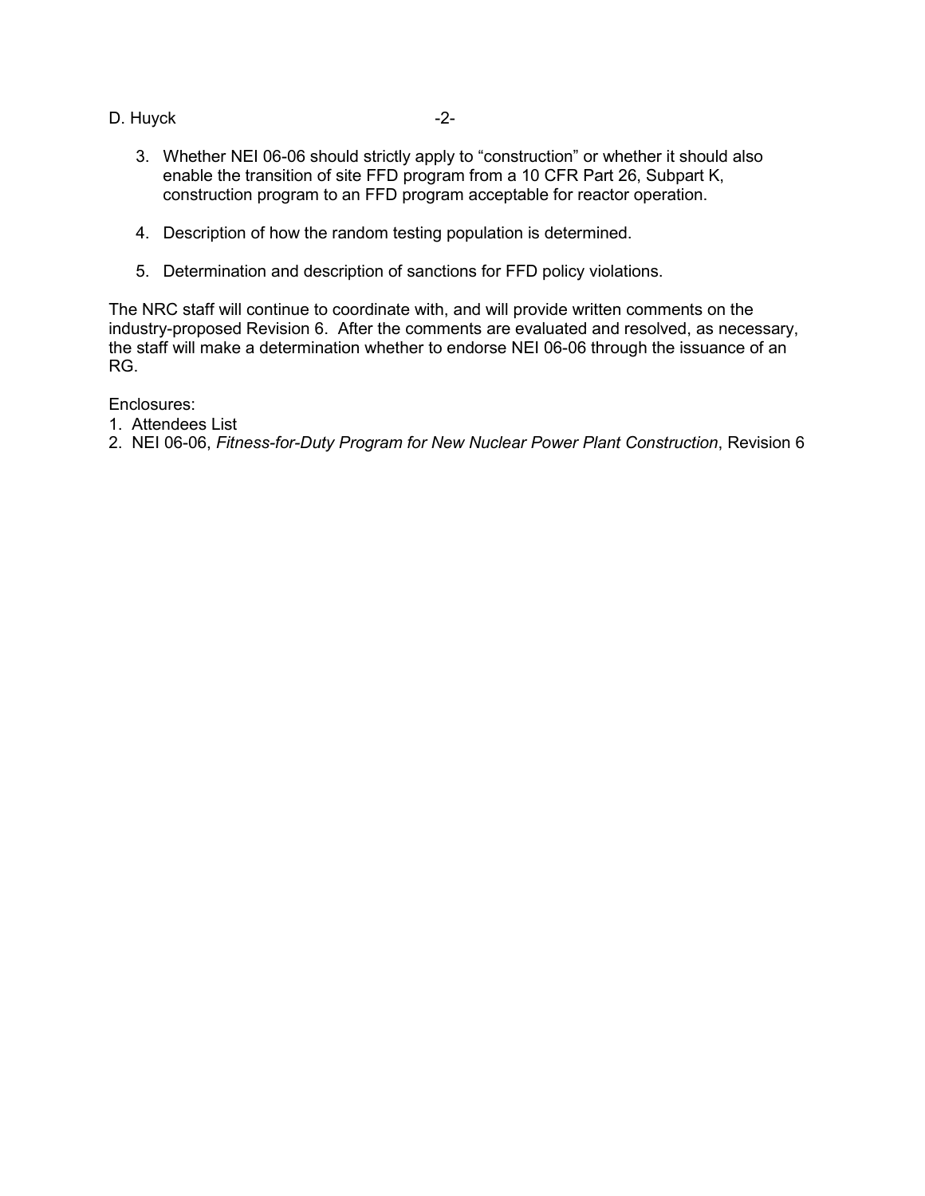3. Whether NEI 06-06 should strictly apply to "construction" or whether it should also enable the transition of site FFD program from a 10 CFR Part 26, Subpart K, construction program to an FFD program acceptable for reactor operation.

4. Description of how the random testing population is determined.

5. Determination and description of sanctions for FFD policy violations.

The NRC staff will continue to coordinate with, and will provide written comments on the industry-proposed Revision 6. After the comments are evaluated and resolved, as necessary, the staff will make a determination whether to endorse NEI 06-06 through the issuance of an RG.

Enclosures:
1. Attendees List
2. NEI 06-06, *Fitness-for-Duty Program for New Nuclear Power Plant Construction*, Revision 6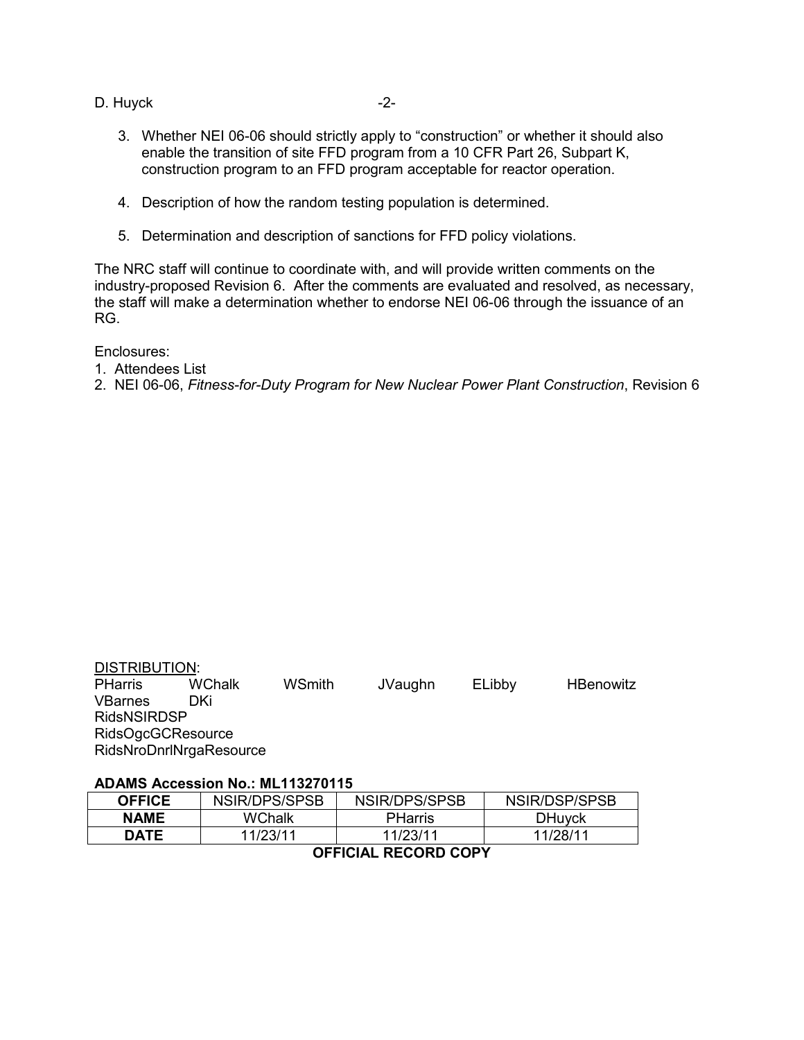3. Whether NEI 06-06 should strictly apply to "construction" or whether it should also enable the transition of site FFD program from a 10 CFR Part 26, Subpart K, construction program to an FFD program acceptable for reactor operation.

4. Description of how the random testing population is determined.

5. Determination and description of sanctions for FFD policy violations.

The NRC staff will continue to coordinate with, and will provide written comments on the industry-proposed Revision 6. After the comments are evaluated and resolved, as necessary, the staff will make a determination whether to endorse NEI 06-06 through the issuance of an RG.

Enclosures:
1. Attendees List
2. NEI 06-06, *Fitness-for-Duty Program for New Nuclear Power Plant Construction*, Revision 6

DISTRIBUTION:
PHarris WChalk WSmith JVaughn ELibby HBenowitz
VBarnes DKi
RidsNSIRDSP
RidsOgcGCResource
RidsNroDnrlNrgaResource

**ADAMS Accession No.: ML113270115**

| **OFFICE** | NSIR/DPS/SPSB | NSIR/DPS/SPSB | NSIR/DSP/SPSB |
|---|---|---|---|
| **NAME** | WChalk | PHarris | DHuyck |
| **DATE** | 11/23/11 | 11/23/11 | 11/28/11 |

**OFFICIAL RECORD COPY**